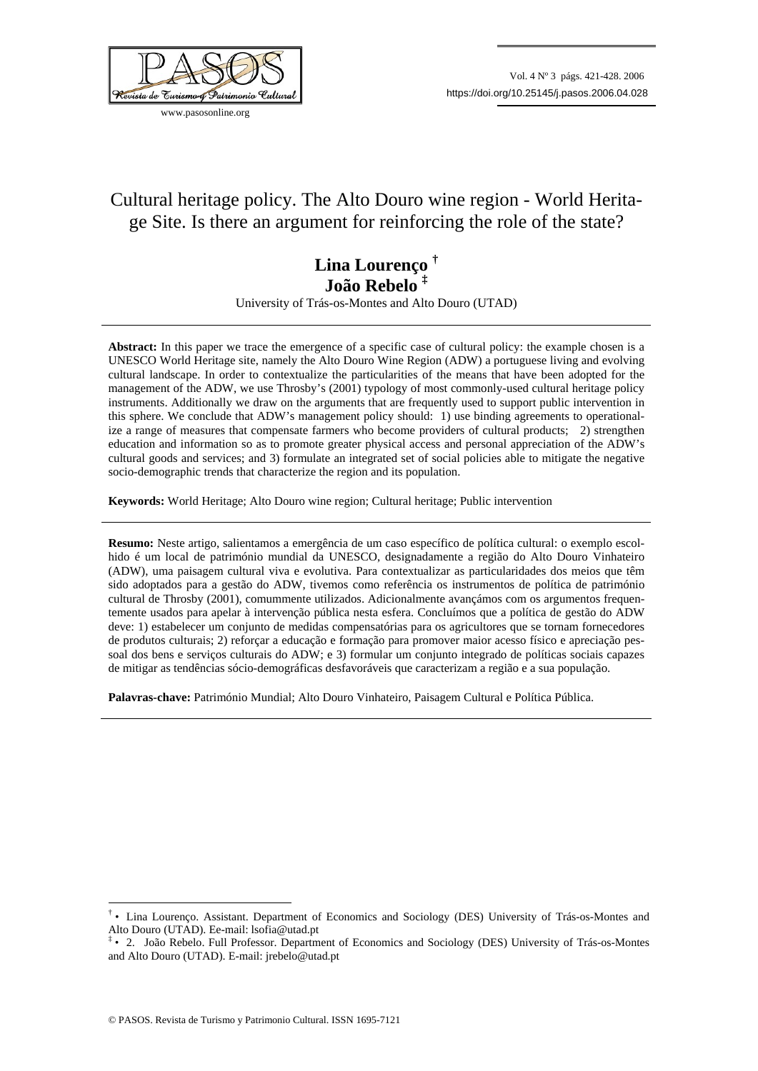# Cultural heritage policy. The Alto Douro wine region - World Heritage Site. Is there an argument for reinforcing the role of the state?

**Lina Lourenço** [†]
**João Rebelo** [‡]

University of Trás-os-Montes and Alto Douro (UTAD)

---

**Abstract:** In this paper we trace the emergence of a specific case of cultural policy: the example chosen is a UNESCO World Heritage site, namely the Alto Douro Wine Region (ADW) a portuguese living and evolving cultural landscape. In order to contextualize the particularities of the means that have been adopted for the management of the ADW, we use Throsby's (2001) typology of most commonly-used cultural heritage policy instruments. Additionally we draw on the arguments that are frequently used to support public intervention in this sphere. We conclude that ADW's management policy should: 1) use binding agreements to operationalize a range of measures that compensate farmers who become providers of cultural products; 2) strengthen education and information so as to promote greater physical access and personal appreciation of the ADW's cultural goods and services; and 3) formulate an integrated set of social policies able to mitigate the negative socio-demographic trends that characterize the region and its population.

**Keywords:** World Heritage; Alto Douro wine region; Cultural heritage; Public intervention

---

**Resumo:** Neste artigo, salientamos a emergência de um caso específico de política cultural: o exemplo escolhido é um local de património mundial da UNESCO, designadamente a região do Alto Douro Vinhateiro (ADW), uma paisagem cultural viva e evolutiva. Para contextualizar as particularidades dos meios que têm sido adoptados para a gestão do ADW, tivemos como referência os instrumentos de política de património cultural de Throsby (2001), comummente utilizados. Adicionalmente avançámos com os argumentos frequentemente usados para apelar à intervenção pública nesta esfera. Concluímos que a política de gestão do ADW deve: 1) estabelecer um conjunto de medidas compensatórias para os agricultores que se tornam fornecedores de produtos culturais; 2) reforçar a educação e formação para promover maior acesso físico e apreciação pessoal dos bens e serviços culturais do ADW; e 3) formular um conjunto integrado de políticas sociais capazes de mitigar as tendências sócio-demográficas desfavoráveis que caracterizam a região e a sua população.

**Palavras-chave:** Património Mundial; Alto Douro Vinhateiro, Paisagem Cultural e Política Pública.

---

[†] • Lina Lourenço. Assistant. Department of Economics and Sociology (DES) University of Trás-os-Montes and Alto Douro (UTAD). Ee-mail: lsofia@utad.pt

[‡] • 2. João Rebelo. Full Professor. Department of Economics and Sociology (DES) University of Trás-os-Montes and Alto Douro (UTAD). E-mail: jrebelo@utad.pt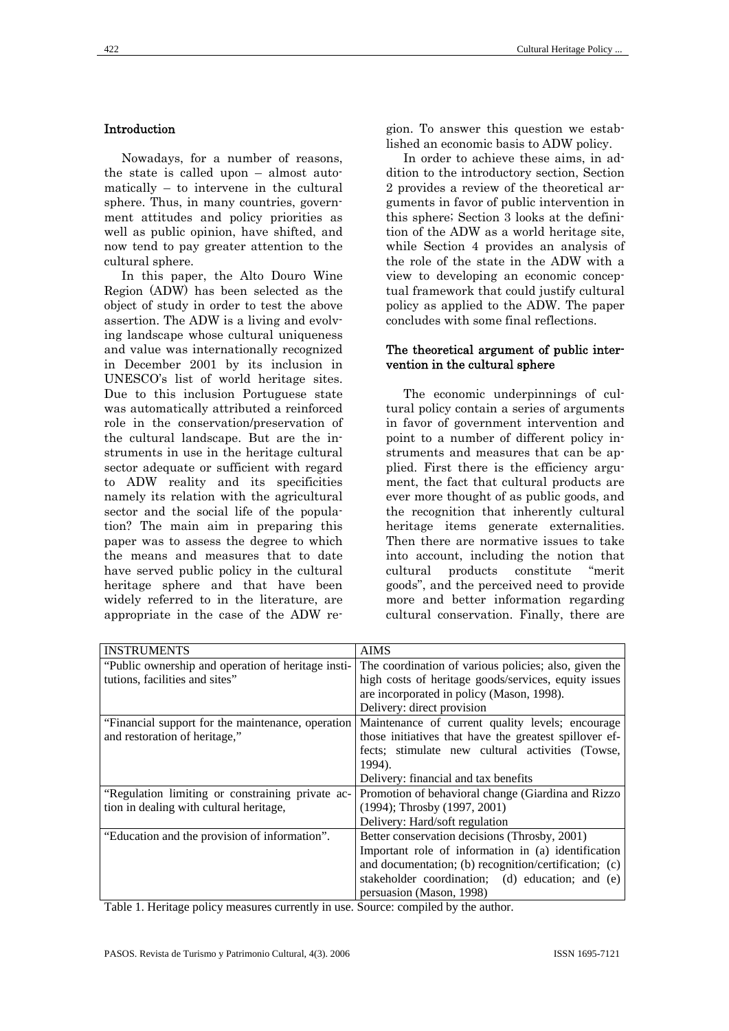## Introduction

Nowadays, for a number of reasons, the state is called upon – almost automatically – to intervene in the cultural sphere. Thus, in many countries, government attitudes and policy priorities as well as public opinion, have shifted, and now tend to pay greater attention to the cultural sphere.

In this paper, the Alto Douro Wine Region (ADW) has been selected as the object of study in order to test the above assertion. The ADW is a living and evolving landscape whose cultural uniqueness and value was internationally recognized in December 2001 by its inclusion in UNESCO's list of world heritage sites. Due to this inclusion Portuguese state was automatically attributed a reinforced role in the conservation/preservation of the cultural landscape. But are the instruments in use in the heritage cultural sector adequate or sufficient with regard to ADW reality and its specificities namely its relation with the agricultural sector and the social life of the population? The main aim in preparing this paper was to assess the degree to which the means and measures that to date have served public policy in the cultural heritage sphere and that have been widely referred to in the literature, are appropriate in the case of the ADW region. To answer this question we established an economic basis to ADW policy.

In order to achieve these aims, in addition to the introductory section, Section 2 provides a review of the theoretical arguments in favor of public intervention in this sphere; Section 3 looks at the definition of the ADW as a world heritage site, while Section 4 provides an analysis of the role of the state in the ADW with a view to developing an economic conceptual framework that could justify cultural policy as applied to the ADW. The paper concludes with some final reflections.

## The theoretical argument of public intervention in the cultural sphere

The economic underpinnings of cultural policy contain a series of arguments in favor of government intervention and point to a number of different policy instruments and measures that can be applied. First there is the efficiency argument, the fact that cultural products are ever more thought of as public goods, and the recognition that inherently cultural heritage items generate externalities. Then there are normative issues to take into account, including the notion that cultural products constitute "merit goods", and the perceived need to provide more and better information regarding cultural conservation. Finally, there are

| INSTRUMENTS | AIMS |
|---|---|
| "Public ownership and operation of heritage institutions, facilities and sites" | The coordination of various policies; also, given the high costs of heritage goods/services, equity issues are incorporated in policy (Mason, 1998).<br>Delivery: direct provision |
| "Financial support for the maintenance, operation and restoration of heritage," | Maintenance of current quality levels; encourage those initiatives that have the greatest spillover effects; stimulate new cultural activities (Towse, 1994).<br>Delivery: financial and tax benefits |
| "Regulation limiting or constraining private action in dealing with cultural heritage, | Promotion of behavioral change (Giardina and Rizzo (1994); Throsby (1997, 2001)<br>Delivery: Hard/soft regulation |
| "Education and the provision of information". | Better conservation decisions (Throsby, 2001)<br>Important role of information in (a) identification and documentation; (b) recognition/certification; (c) stakeholder coordination; (d) education; and (e) persuasion (Mason, 1998) |

Table 1. Heritage policy measures currently in use. Source: compiled by the author.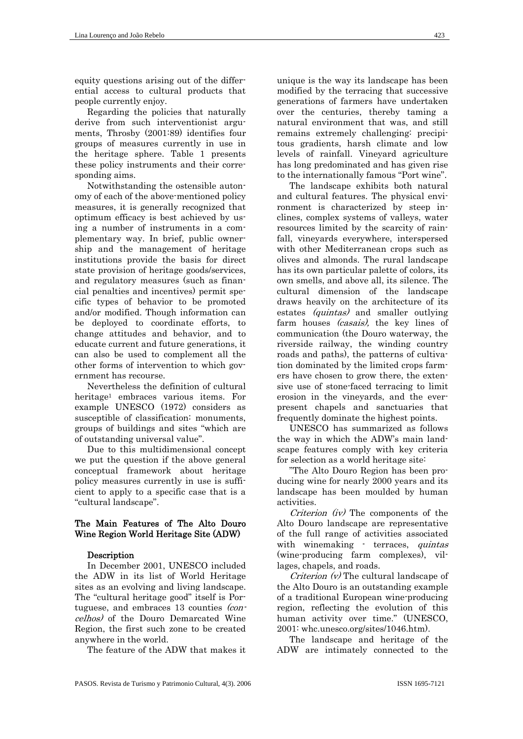equity questions arising out of the differential access to cultural products that people currently enjoy.

Regarding the policies that naturally derive from such interventionist arguments, Throsby (2001:89) identifies four groups of measures currently in use in the heritage sphere. Table 1 presents these policy instruments and their corresponding aims.

Notwithstanding the ostensible autonomy of each of the above-mentioned policy measures, it is generally recognized that optimum efficacy is best achieved by using a number of instruments in a complementary way. In brief, public ownership and the management of heritage institutions provide the basis for direct state provision of heritage goods/services, and regulatory measures (such as financial penalties and incentives) permit specific types of behavior to be promoted and/or modified. Though information can be deployed to coordinate efforts, to change attitudes and behavior, and to educate current and future generations, it can also be used to complement all the other forms of intervention to which government has recourse.

Nevertheless the definition of cultural heritage[1] embraces various items. For example UNESCO (1972) considers as susceptible of classification: monuments, groups of buildings and sites "which are of outstanding universal value".

Due to this multidimensional concept we put the question if the above general conceptual framework about heritage policy measures currently in use is sufficient to apply to a specific case that is a "cultural landscape".

## The Main Features of The Alto Douro Wine Region World Heritage Site (ADW)

### Description

In December 2001, UNESCO included the ADW in its list of World Heritage sites as an evolving and living landscape. The "cultural heritage good" itself is Portuguese, and embraces 13 counties *(concelhos)* of the Douro Demarcated Wine Region, the first such zone to be created anywhere in the world.

The feature of the ADW that makes it unique is the way its landscape has been modified by the terracing that successive generations of farmers have undertaken over the centuries, thereby taming a natural environment that was, and still remains extremely challenging: precipitous gradients, harsh climate and low levels of rainfall. Vineyard agriculture has long predominated and has given rise to the internationally famous "Port wine".

The landscape exhibits both natural and cultural features. The physical environment is characterized by steep inclines, complex systems of valleys, water resources limited by the scarcity of rainfall, vineyards everywhere, interspersed with other Mediterranean crops such as olives and almonds. The rural landscape has its own particular palette of colors, its own smells, and above all, its silence. The cultural dimension of the landscape draws heavily on the architecture of its estates *(quintas)* and smaller outlying farm houses *(casais)*, the key lines of communication (the Douro waterway, the riverside railway, the winding country roads and paths), the patterns of cultivation dominated by the limited crops farmers have chosen to grow there, the extensive use of stone-faced terracing to limit erosion in the vineyards, and the ever-present chapels and sanctuaries that frequently dominate the highest points.

UNESCO has summarized as follows the way in which the ADW's main landscape features comply with key criteria for selection as a world heritage site:

"The Alto Douro Region has been producing wine for nearly 2000 years and its landscape has been moulded by human activities.

*Criterion (iv)* The components of the Alto Douro landscape are representative of the full range of activities associated with winemaking - terraces, *quintas* (wine-producing farm complexes), villages, chapels, and roads.

*Criterion (v)* The cultural landscape of the Alto Douro is an outstanding example of a traditional European wine-producing region, reflecting the evolution of this human activity over time." (UNESCO, 2001: whc.unesco.org/sites/1046.htm).

The landscape and heritage of the ADW are intimately connected to the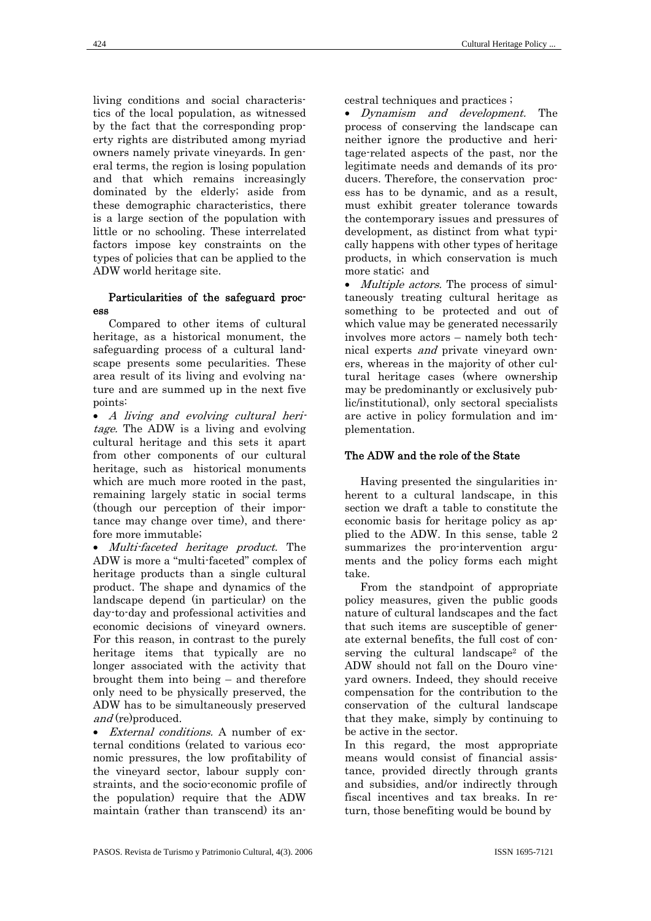living conditions and social characteristics of the local population, as witnessed by the fact that the corresponding property rights are distributed among myriad owners namely private vineyards. In general terms, the region is losing population and that which remains increasingly dominated by the elderly; aside from these demographic characteristics, there is a large section of the population with little or no schooling. These interrelated factors impose key constraints on the types of policies that can be applied to the ADW world heritage site.

### Particularities of the safeguard process

Compared to other items of cultural heritage, as a historical monument, the safeguarding process of a cultural landscape presents some pecularities. These area result of its living and evolving nature and are summed up in the next five points:

- *A living and evolving cultural heritage.* The ADW is a living and evolving cultural heritage and this sets it apart from other components of our cultural heritage, such as historical monuments which are much more rooted in the past, remaining largely static in social terms (though our perception of their importance may change over time), and therefore more immutable;
- *Multi-faceted heritage product.* The ADW is more a "multi-faceted" complex of heritage products than a single cultural product. The shape and dynamics of the landscape depend (in particular) on the day-to-day and professional activities and economic decisions of vineyard owners. For this reason, in contrast to the purely heritage items that typically are no longer associated with the activity that brought them into being – and therefore only need to be physically preserved, the ADW has to be simultaneously preserved *and* (re)produced.
- *External conditions.* A number of external conditions (related to various economic pressures, the low profitability of the vineyard sector, labour supply constraints, and the socio-economic profile of the population) require that the ADW maintain (rather than transcend) its ancestral techniques and practices ;
- *Dynamism and development.* The process of conserving the landscape can neither ignore the productive and heritage-related aspects of the past, nor the legitimate needs and demands of its producers. Therefore, the conservation process has to be dynamic, and as a result, must exhibit greater tolerance towards the contemporary issues and pressures of development, as distinct from what typically happens with other types of heritage products, in which conservation is much more static; and
- *Multiple actors.* The process of simultaneously treating cultural heritage as something to be protected and out of which value may be generated necessarily involves more actors – namely both technical experts *and* private vineyard owners, whereas in the majority of other cultural heritage cases (where ownership may be predominantly or exclusively public/institutional), only sectoral specialists are active in policy formulation and implementation.

## The ADW and the role of the State

Having presented the singularities inherent to a cultural landscape, in this section we draft a table to constitute the economic basis for heritage policy as applied to the ADW. In this sense, table 2 summarizes the pro-intervention arguments and the policy forms each might take.

From the standpoint of appropriate policy measures, given the public goods nature of cultural landscapes and the fact that such items are susceptible of generate external benefits, the full cost of conserving the cultural landscape[2] of the ADW should not fall on the Douro vineyard owners. Indeed, they should receive compensation for the contribution to the conservation of the cultural landscape that they make, simply by continuing to be active in the sector.

In this regard, the most appropriate means would consist of financial assistance, provided directly through grants and subsidies, and/or indirectly through fiscal incentives and tax breaks. In return, those benefiting would be bound by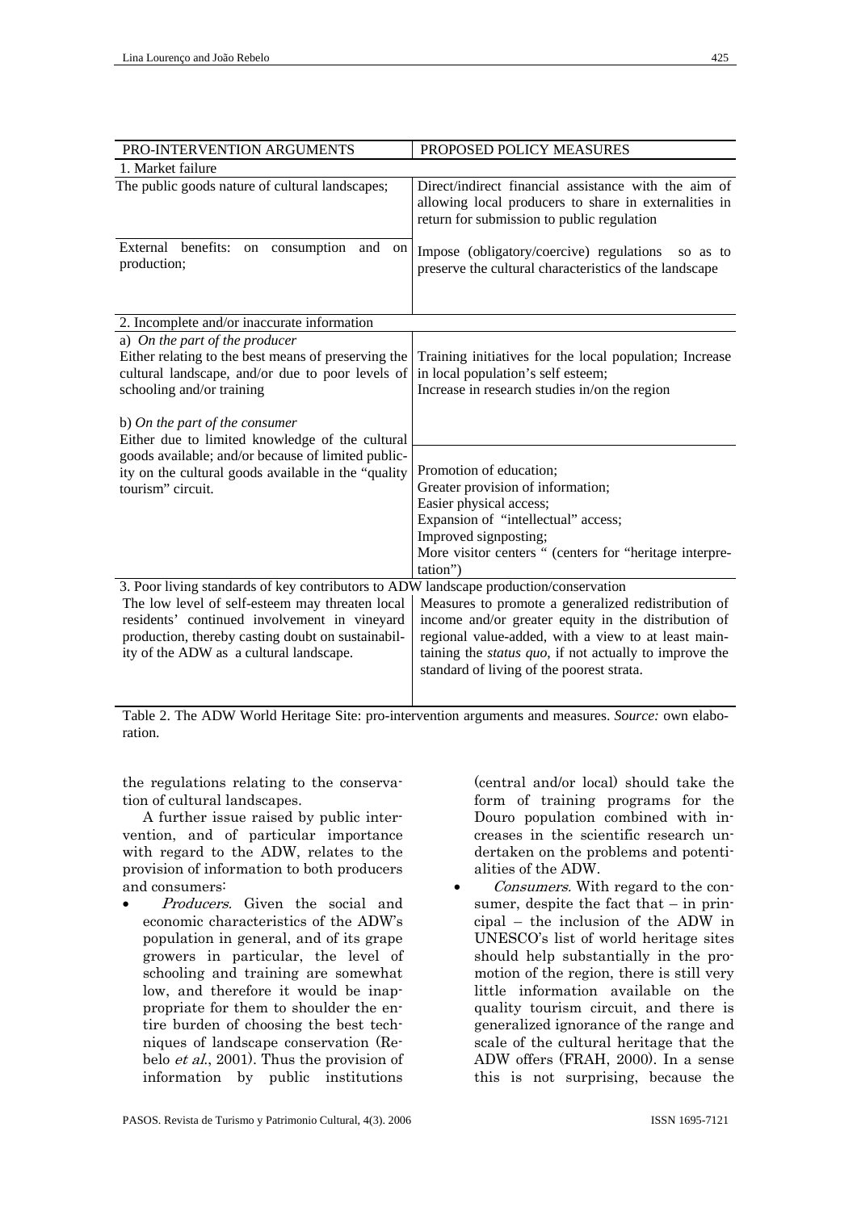| PRO-INTERVENTION ARGUMENTS | PROPOSED POLICY MEASURES |
|---|---|
| 1. Market failure | |
| The public goods nature of cultural landscapes; | Direct/indirect financial assistance with the aim of allowing local producers to share in externalities in return for submission to public regulation |
| External benefits: on consumption and on production; | Impose (obligatory/coercive) regulations so as to preserve the cultural characteristics of the landscape |
| 2. Incomplete and/or inaccurate information | |
| a) *On the part of the producer* Either relating to the best means of preserving the cultural landscape, and/or due to poor levels of schooling and/or training | Training initiatives for the local population; Increase in local population's self esteem; Increase in research studies in/on the region |
| b) *On the part of the consumer* Either due to limited knowledge of the cultural goods available; and/or because of limited publicity on the cultural goods available in the "quality tourism" circuit. | Promotion of education; Greater provision of information; Easier physical access; Expansion of "intellectual" access; Improved signposting; More visitor centers " (centers for "heritage interpretation") |
| 3. Poor living standards of key contributors to ADW landscape production/conservation | |
| The low level of self-esteem may threaten local residents' continued involvement in vineyard production, thereby casting doubt on sustainability of the ADW as a cultural landscape. | Measures to promote a generalized redistribution of income and/or greater equity in the distribution of regional value-added, with a view to at least maintaining the *status quo*, if not actually to improve the standard of living of the poorest strata. |

Table 2. The ADW World Heritage Site: pro-intervention arguments and measures. *Source:* own elaboration.

the regulations relating to the conservation of cultural landscapes.

A further issue raised by public intervention, and of particular importance with regard to the ADW, relates to the provision of information to both producers and consumers:

- *Producers.* Given the social and economic characteristics of the ADW's population in general, and of its grape growers in particular, the level of schooling and training are somewhat low, and therefore it would be inappropriate for them to shoulder the entire burden of choosing the best techniques of landscape conservation (Rebelo *et al.*, 2001). Thus the provision of information by public institutions (central and/or local) should take the form of training programs for the Douro population combined with increases in the scientific research undertaken on the problems and potentialities of the ADW.
- *Consumers.* With regard to the consumer, despite the fact that – in principal – the inclusion of the ADW in UNESCO's list of world heritage sites should help substantially in the promotion of the region, there is still very little information available on the quality tourism circuit, and there is generalized ignorance of the range and scale of the cultural heritage that the ADW offers (FRAH, 2000). In a sense this is not surprising, because the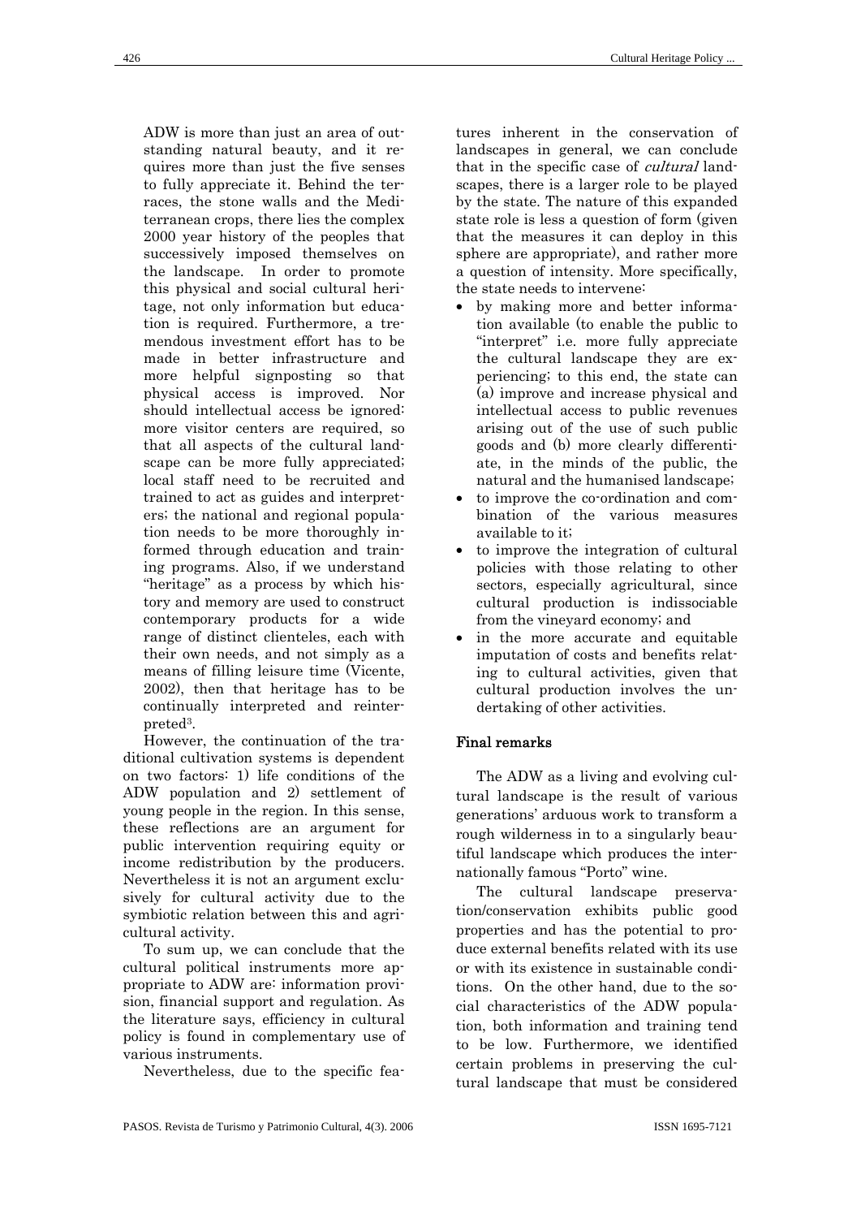ADW is more than just an area of outstanding natural beauty, and it requires more than just the five senses to fully appreciate it. Behind the terraces, the stone walls and the Mediterranean crops, there lies the complex 2000 year history of the peoples that successively imposed themselves on the landscape. In order to promote this physical and social cultural heritage, not only information but education is required. Furthermore, a tremendous investment effort has to be made in better infrastructure and more helpful signposting so that physical access is improved. Nor should intellectual access be ignored: more visitor centers are required, so that all aspects of the cultural landscape can be more fully appreciated; local staff need to be recruited and trained to act as guides and interpreters; the national and regional population needs to be more thoroughly informed through education and training programs. Also, if we understand "heritage" as a process by which history and memory are used to construct contemporary products for a wide range of distinct clienteles, each with their own needs, and not simply as a means of filling leisure time (Vicente, 2002), then that heritage has to be continually interpreted and reinterpreted[3].

However, the continuation of the traditional cultivation systems is dependent on two factors: 1) life conditions of the ADW population and 2) settlement of young people in the region. In this sense, these reflections are an argument for public intervention requiring equity or income redistribution by the producers. Nevertheless it is not an argument exclusively for cultural activity due to the symbiotic relation between this and agricultural activity.

To sum up, we can conclude that the cultural political instruments more appropriate to ADW are: information provision, financial support and regulation. As the literature says, efficiency in cultural policy is found in complementary use of various instruments.

Nevertheless, due to the specific features inherent in the conservation of landscapes in general, we can conclude that in the specific case of *cultural* landscapes, there is a larger role to be played by the state. The nature of this expanded state role is less a question of form (given that the measures it can deploy in this sphere are appropriate), and rather more a question of intensity. More specifically, the state needs to intervene:

- by making more and better information available (to enable the public to "interpret" i.e. more fully appreciate the cultural landscape they are experiencing; to this end, the state can (a) improve and increase physical and intellectual access to public revenues arising out of the use of such public goods and (b) more clearly differentiate, in the minds of the public, the natural and the humanised landscape;
- to improve the co-ordination and combination of the various measures available to it;
- to improve the integration of cultural policies with those relating to other sectors, especially agricultural, since cultural production is indissociable from the vineyard economy; and
- in the more accurate and equitable imputation of costs and benefits relating to cultural activities, given that cultural production involves the undertaking of other activities.

## Final remarks

The ADW as a living and evolving cultural landscape is the result of various generations' arduous work to transform a rough wilderness in to a singularly beautiful landscape which produces the internationally famous "Porto" wine.

The cultural landscape preservation/conservation exhibits public good properties and has the potential to produce external benefits related with its use or with its existence in sustainable conditions. On the other hand, due to the social characteristics of the ADW population, both information and training tend to be low. Furthermore, we identified certain problems in preserving the cultural landscape that must be considered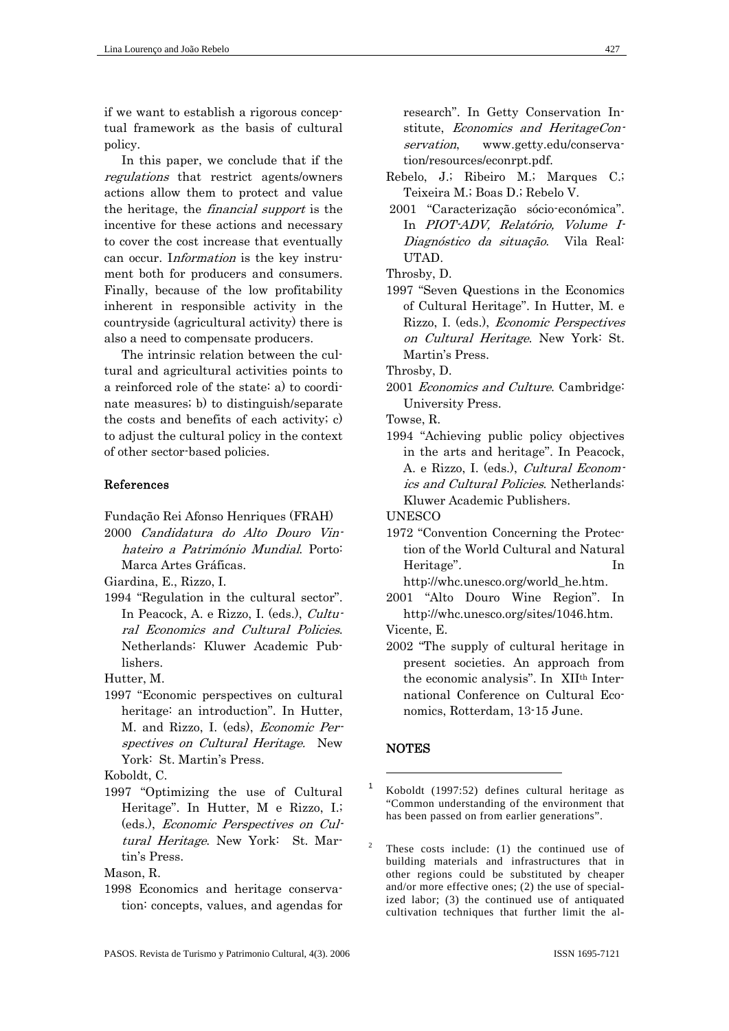if we want to establish a rigorous conceptual framework as the basis of cultural policy.

In this paper, we conclude that if the *regulations* that restrict agents/owners actions allow them to protect and value the heritage, the *financial support* is the incentive for these actions and necessary to cover the cost increase that eventually can occur. I*nformation* is the key instrument both for producers and consumers. Finally, because of the low profitability inherent in responsible activity in the countryside (agricultural activity) there is also a need to compensate producers.

The intrinsic relation between the cultural and agricultural activities points to a reinforced role of the state: a) to coordinate measures; b) to distinguish/separate the costs and benefits of each activity; c) to adjust the cultural policy in the context of other sector-based policies.

## References

Fundação Rei Afonso Henriques (FRAH)
2000 *Candidatura do Alto Douro Vinhateiro a Património Mundial*. Porto: Marca Artes Gráficas.

Giardina, E., Rizzo, I.
1994 "Regulation in the cultural sector". In Peacock, A. e Rizzo, I. (eds.), *Cultural Economics and Cultural Policies*. Netherlands: Kluwer Academic Publishers.

Hutter, M.
1997 "Economic perspectives on cultural heritage: an introduction". In Hutter, M. and Rizzo, I. (eds), *Economic Perspectives on Cultural Heritage.* New York: St. Martin's Press.

Koboldt, C.
1997 "Optimizing the use of Cultural Heritage". In Hutter, M e Rizzo, I.; (eds.), *Economic Perspectives on Cultural Heritage*. New York: St. Martin's Press.

Mason, R.
1998 Economics and heritage conservation: concepts, values, and agendas for research". In Getty Conservation Institute, *Economics and HeritageConservation*, www.getty.edu/conservation/resources/econrpt.pdf.

Rebelo, J.; Ribeiro M.; Marques C.; Teixeira M.; Boas D.; Rebelo V.
2001 "Caracterização sócio-económica". In *PIOT-ADV, Relatório, Volume I-Diagnóstico da situação*. Vila Real: UTAD.

Throsby, D.
1997 "Seven Questions in the Economics of Cultural Heritage". In Hutter, M. e Rizzo, I. (eds.), *Economic Perspectives on Cultural Heritage*. New York: St. Martin's Press.

Throsby, D.
2001 *Economics and Culture*. Cambridge: University Press.

Towse, R.
1994 "Achieving public policy objectives in the arts and heritage". In Peacock, A. e Rizzo, I. (eds.), *Cultural Economics and Cultural Policies*. Netherlands: Kluwer Academic Publishers.

UNESCO
1972 "Convention Concerning the Protection of the World Cultural and Natural Heritage". In http://whc.unesco.org/world_he.htm.
2001 "Alto Douro Wine Region". In http://whc.unesco.org/sites/1046.htm.

Vicente, E.
2002 "The supply of cultural heritage in present societies. An approach from the economic analysis". In XII[th] International Conference on Cultural Economics, Rotterdam, 13-15 June.

## NOTES

[1] Koboldt (1997:52) defines cultural heritage as "Common understanding of the environment that has been passed on from earlier generations".

[2] These costs include: (1) the continued use of building materials and infrastructures that in other regions could be substituted by cheaper and/or more effective ones; (2) the use of specialized labor; (3) the continued use of antiquated cultivation techniques that further limit the al-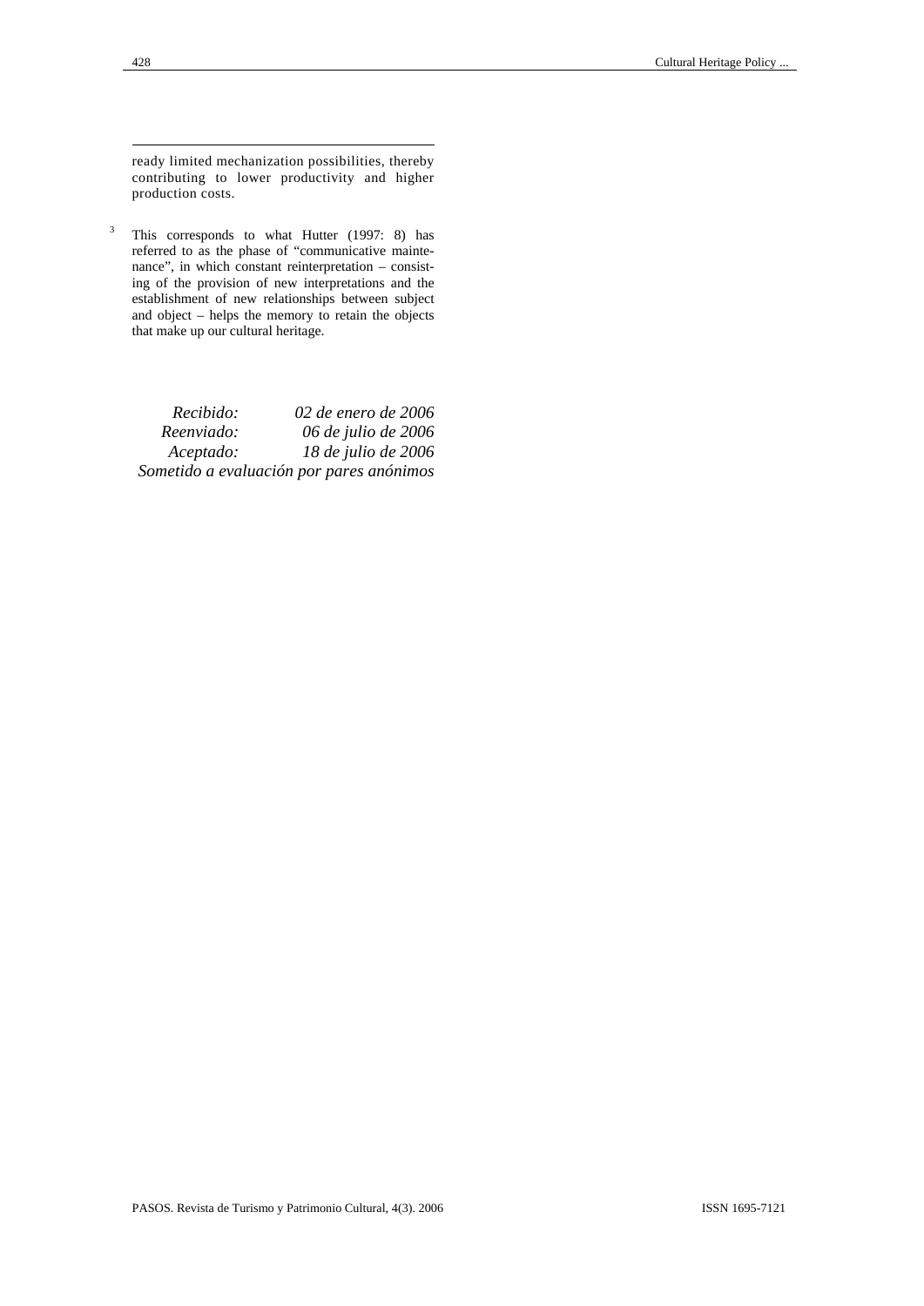ready limited mechanization possibilities, thereby contributing to lower productivity and higher production costs.

[3] This corresponds to what Hutter (1997: 8) has referred to as the phase of "communicative maintenance", in which constant reinterpretation – consisting of the provision of new interpretations and the establishment of new relationships between subject and object – helps the memory to retain the objects that make up our cultural heritage.

*Recibido: 02 de enero de 2006*
*Reenviado: 06 de julio de 2006*
*Aceptado: 18 de julio de 2006*
*Sometido a evaluación por pares anónimos*